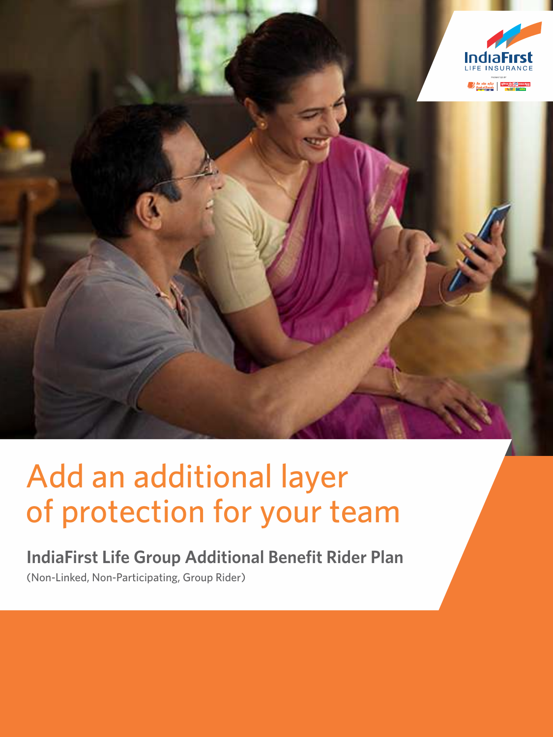# Add an additional layer of protection for your team

## IndiaFirst Life Group Additional Benefit Rider Plan

(Non-Linked, Non-Participating, Group Rider)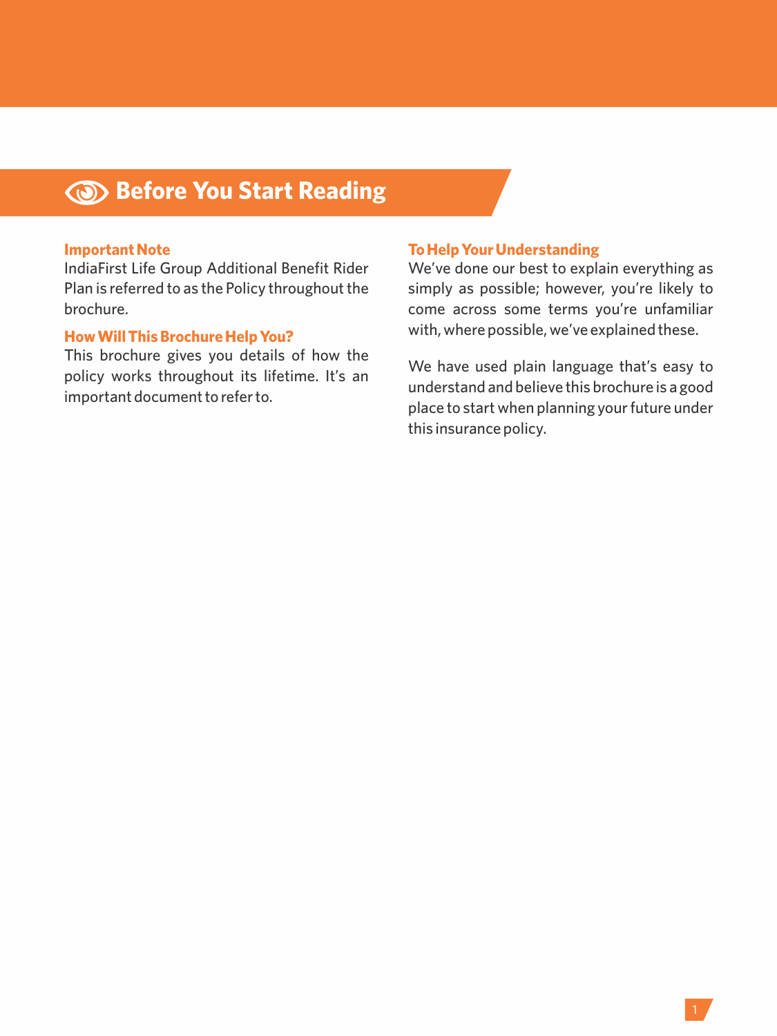# Before You Start Reading

### Important Note

IndiaFirst Life Group Additional Benefit Rider Plan is referred to as the Policy throughout the brochure.

### How Will This Brochure Help You?

This brochure gives you details of how the policy works throughout its lifetime. It's an important document to refer to.

### To Help Your Understanding

We've done our best to explain everything as simply as possible; however, you're likely to come across some terms you're unfamiliar with, where possible, we've explained these.

We have used plain language that's easy to understand and believe this brochure is a good place to start when planning your future under this insurance policy.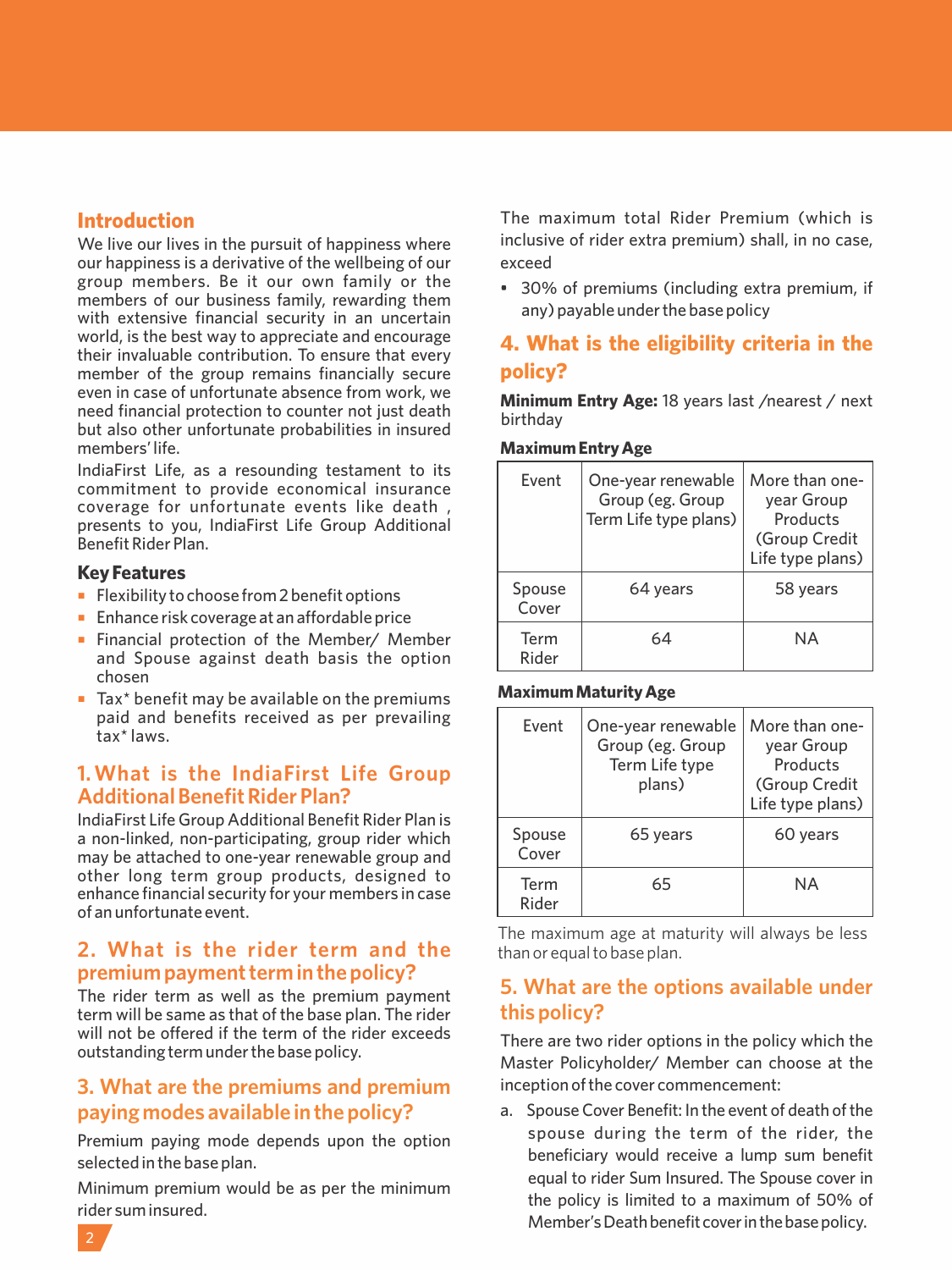## Introduction

We live our lives in the pursuit of happiness where our happiness is a derivative of the wellbeing of our group members. Be it our own family or the members of our business family, rewarding them with extensive financial security in an uncertain world, is the best way to appreciate and encourage their invaluable contribution. To ensure that every member of the group remains financially secure even in case of unfortunate absence from work, we need financial protection to counter not just death but also other unfortunate probabilities in insured members' life.

IndiaFirst Life, as a resounding testament to its commitment to provide economical insurance coverage for unfortunate events like death , presents to you, IndiaFirst Life Group Additional Benefit Rider Plan.

### Key Features

- Flexibility to choose from 2 benefit options
- Enhance risk coverage at an affordable price
- Financial protection of the Member/ Member and Spouse against death basis the option chosen
- Tax* benefit may be available on the premiums paid and benefits received as per prevailing tax* laws.

## 1. What is the IndiaFirst Life Group Additional Benefit Rider Plan?

IndiaFirst Life Group Additional Benefit Rider Plan is a non-linked, non-participating, group rider which may be attached to one-year renewable group and other long term group products, designed to enhance financial security for your members in case of an unfortunate event.

## 2. What is the rider term and the premium payment term in the policy?

The rider term as well as the premium payment term will be same as that of the base plan. The rider will not be offered if the term of the rider exceeds outstanding term under the base policy.

## 3. What are the premiums and premium paying modes available in the policy?

Premium paying mode depends upon the option selected in the base plan.

Minimum premium would be as per the minimum rider sum insured.

The maximum total Rider Premium (which is inclusive of rider extra premium) shall, in no case, exceed

- 30% of premiums (including extra premium, if any) payable under the base policy

## 4. What is the eligibility criteria in the policy?

**Minimum Entry Age:** 18 years last /nearest / next birthday

**Maximum Entry Age**

| Event | One-year renewable Group (eg. Group Term Life type plans) | More than one-year Group Products (Group Credit Life type plans) |
|---|---|---|
| Spouse Cover | 64 years | 58 years |
| Term Rider | 64 | NA |

**Maximum Maturity Age**

| Event | One-year renewable Group (eg. Group Term Life type plans) | More than one-year Group Products (Group Credit Life type plans) |
|---|---|---|
| Spouse Cover | 65 years | 60 years |
| Term Rider | 65 | NA |

The maximum age at maturity will always be less than or equal to base plan.

## 5. What are the options available under this policy?

There are two rider options in the policy which the Master Policyholder/ Member can choose at the inception of the cover commencement:

a. Spouse Cover Benefit: In the event of death of the spouse during the term of the rider, the beneficiary would receive a lump sum benefit equal to rider Sum Insured. The Spouse cover in the policy is limited to a maximum of 50% of Member's Death benefit cover in the base policy.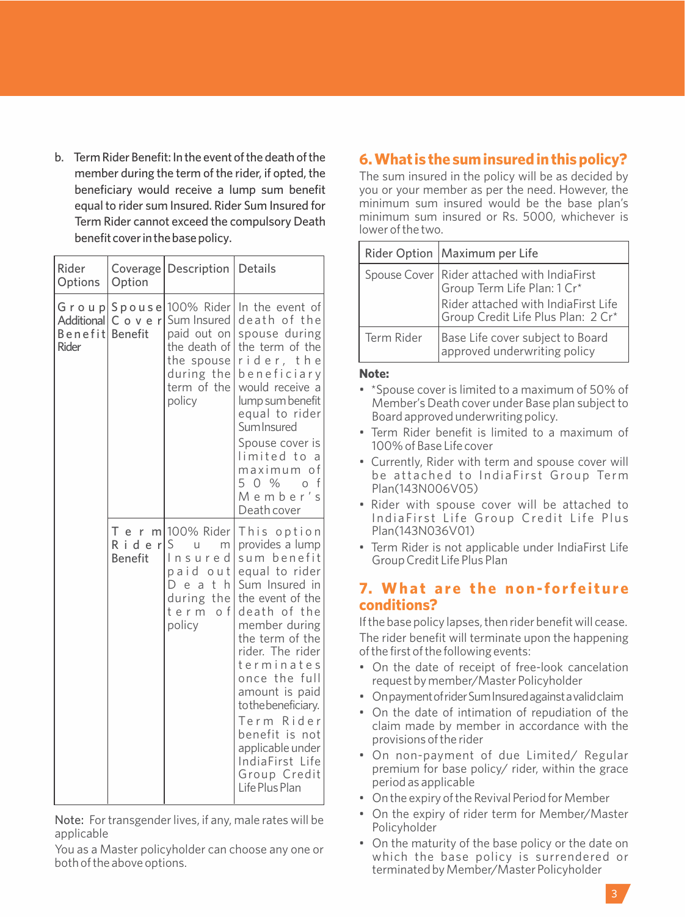b. Term Rider Benefit: In the event of the death of the member during the term of the rider, if opted, the beneficiary would receive a lump sum benefit equal to rider sum Insured. Rider Sum Insured for Term Rider cannot exceed the compulsory Death benefit cover in the base policy.

| Rider Options | Coverage Option | Description | Details |
|---|---|---|---|
| Group Additional Benefit Rider | Spouse Cover Benefit | 100% Rider Sum Insured paid out on the death of the spouse during the term of the policy | In the event of death of the spouse during the term of the rider, the beneficiary would receive a lump sum benefit equal to rider Sum Insured<br>Spouse cover is limited to a maximum of 50 % of Member's Death cover |
| | Term Rider Benefit | 100% Rider Sum Insured paid out Death during the term of policy | This option provides a lump sum benefit equal to rider Sum Insured in the event of the death of the member during the term of the rider. The rider terminates once the full amount is paid to the beneficiary.<br>Term Rider benefit is not applicable under IndiaFirst Life Group Credit Life Plus Plan |

Note: For transgender lives, if any, male rates will be applicable

You as a Master policyholder can choose any one or both of the above options.

## 6. What is the sum insured in this policy?

The sum insured in the policy will be as decided by you or your member as per the need. However, the minimum sum insured would be the base plan's minimum sum insured or Rs. 5000, whichever is lower of the two.

| Rider Option | Maximum per Life |
|---|---|
| Spouse Cover | Rider attached with IndiaFirst Group Term Life Plan: 1 Cr*<br>Rider attached with IndiaFirst Life Group Credit Life Plus Plan: 2 Cr* |
| Term Rider | Base Life cover subject to Board approved underwriting policy |

**Note:**

- *Spouse cover is limited to a maximum of 50% of Member's Death cover under Base plan subject to Board approved underwriting policy.
- Term Rider benefit is limited to a maximum of 100% of Base Life cover
- Currently, Rider with term and spouse cover will be attached to IndiaFirst Group Term Plan(143N006V05)
- Rider with spouse cover will be attached to IndiaFirst Life Group Credit Life Plus Plan(143N036V01)
- Term Rider is not applicable under IndiaFirst Life Group Credit Life Plus Plan

## 7. What are the non-forfeiture conditions?

If the base policy lapses, then rider benefit will cease.

The rider benefit will terminate upon the happening of the first of the following events:

- On the date of receipt of free-look cancelation request by member/Master Policyholder
- On payment of rider Sum Insured against a valid claim
- On the date of intimation of repudiation of the claim made by member in accordance with the provisions of the rider
- On non-payment of due Limited/ Regular premium for base policy/ rider, within the grace period as applicable
- On the expiry of the Revival Period for Member
- On the expiry of rider term for Member/Master Policyholder
- On the maturity of the base policy or the date on which the base policy is surrendered or terminated by Member/Master Policyholder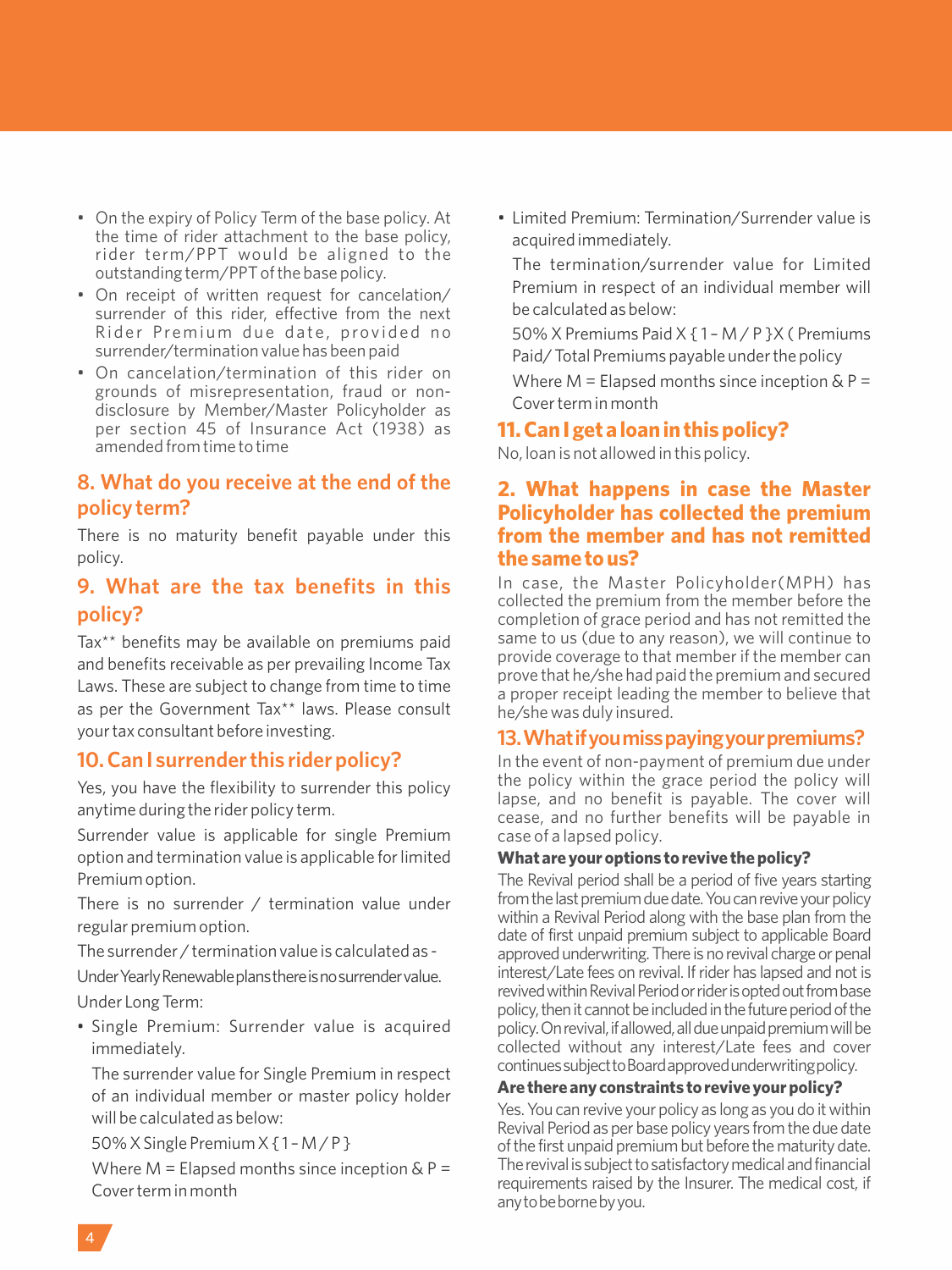- On the expiry of Policy Term of the base policy. At the time of rider attachment to the base policy, rider term/PPT would be aligned to the outstanding term/PPT of the base policy.
- On receipt of written request for cancelation/ surrender of this rider, effective from the next Rider Premium due date, provided no surrender/termination value has been paid
- On cancelation/termination of this rider on grounds of misrepresentation, fraud or non-disclosure by Member/Master Policyholder as per section 45 of Insurance Act (1938) as amended from time to time

## 8. What do you receive at the end of the policy term?

There is no maturity benefit payable under this policy.

## 9. What are the tax benefits in this policy?

Tax** benefits may be available on premiums paid and benefits receivable as per prevailing Income Tax Laws. These are subject to change from time to time as per the Government Tax** laws. Please consult your tax consultant before investing.

## 10. Can I surrender this rider policy?

Yes, you have the flexibility to surrender this policy anytime during the rider policy term.

Surrender value is applicable for single Premium option and termination value is applicable for limited Premium option.

There is no surrender / termination value under regular premium option.

The surrender / termination value is calculated as -

Under Yearly Renewable plans there is no surrender value.

Under Long Term:

- Single Premium: Surrender value is acquired immediately.

  The surrender value for Single Premium in respect of an individual member or master policy holder will be calculated as below:

  50% X Single Premium X { 1 – M / P }

  Where M = Elapsed months since inception & P = Cover term in month

- Limited Premium: Termination/Surrender value is acquired immediately.

  The termination/surrender value for Limited Premium in respect of an individual member will be calculated as below:

  50% X Premiums Paid X { 1 – M / P }X ( Premiums Paid/ Total Premiums payable under the policy

  Where M = Elapsed months since inception & P = Cover term in month

## 11. Can I get a loan in this policy?

No, loan is not allowed in this policy.

## 2. What happens in case the Master Policyholder has collected the premium from the member and has not remitted the same to us?

In case, the Master Policyholder(MPH) has collected the premium from the member before the completion of grace period and has not remitted the same to us (due to any reason), we will continue to provide coverage to that member if the member can prove that he/she had paid the premium and secured a proper receipt leading the member to believe that he/she was duly insured.

## 13. What if you miss paying your premiums?

In the event of non-payment of premium due under the policy within the grace period the policy will lapse, and no benefit is payable. The cover will cease, and no further benefits will be payable in case of a lapsed policy.

**What are your options to revive the policy?**

The Revival period shall be a period of five years starting from the last premium due date. You can revive your policy within a Revival Period along with the base plan from the date of first unpaid premium subject to applicable Board approved underwriting. There is no revival charge or penal interest/Late fees on revival. If rider has lapsed and not is revived within Revival Period or rider is opted out from base policy, then it cannot be included in the future period of the policy. On revival, if allowed, all due unpaid premium will be collected without any interest/Late fees and cover continues subject to Board approved underwriting policy.

**Are there any constraints to revive your policy?**

Yes. You can revive your policy as long as you do it within Revival Period as per base policy years from the due date of the first unpaid premium but before the maturity date. The revival is subject to satisfactory medical and financial requirements raised by the Insurer. The medical cost, if any to be borne by you.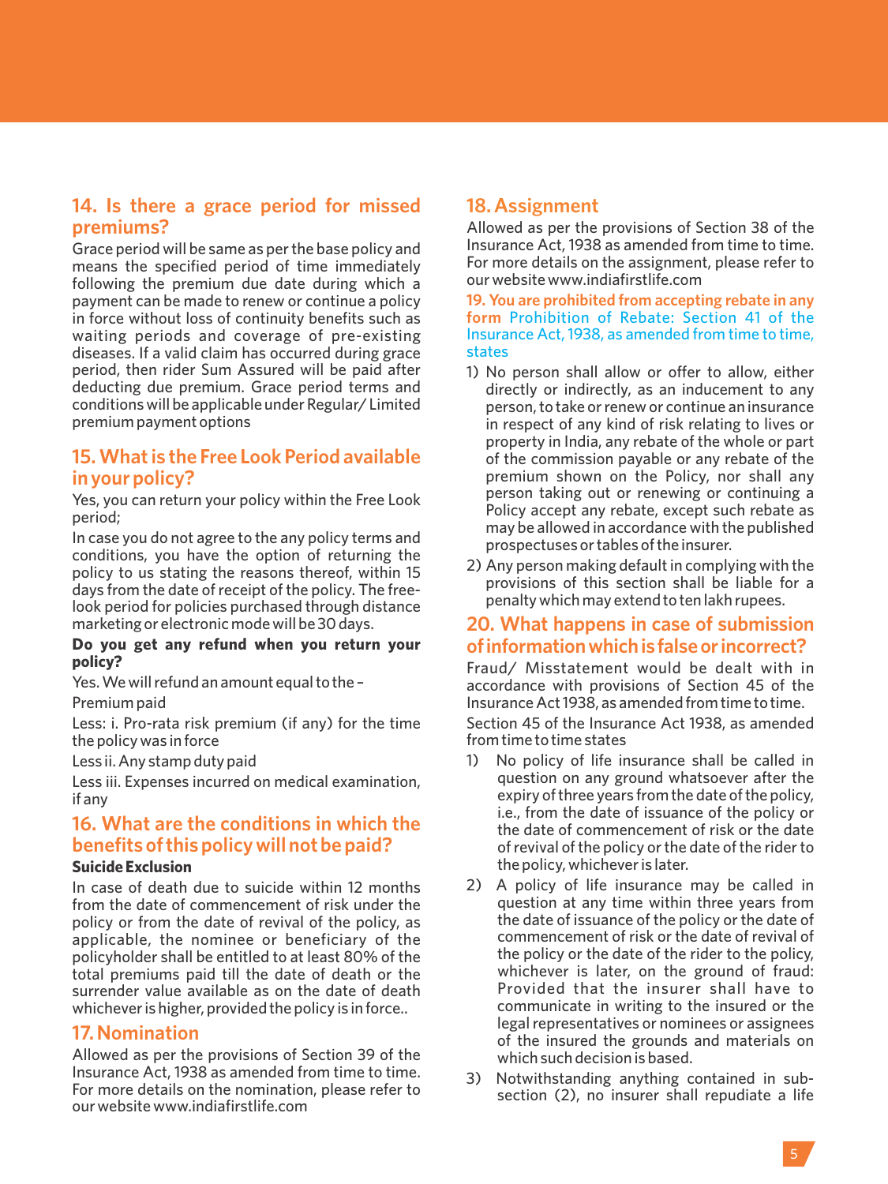## 14. Is there a grace period for missed premiums?

Grace period will be same as per the base policy and means the specified period of time immediately following the premium due date during which a payment can be made to renew or continue a policy in force without loss of continuity benefits such as waiting periods and coverage of pre-existing diseases. If a valid claim has occurred during grace period, then rider Sum Assured will be paid after deducting due premium. Grace period terms and conditions will be applicable under Regular/ Limited premium payment options

## 15. What is the Free Look Period available in your policy?

Yes, you can return your policy within the Free Look period;

In case you do not agree to the any policy terms and conditions, you have the option of returning the policy to us stating the reasons thereof, within 15 days from the date of receipt of the policy. The free-look period for policies purchased through distance marketing or electronic mode will be 30 days.

**Do you get any refund when you return your policy?**

Yes. We will refund an amount equal to the –

Premium paid

Less: i. Pro-rata risk premium (if any) for the time the policy was in force

Less ii. Any stamp duty paid

Less iii. Expenses incurred on medical examination, if any

## 16. What are the conditions in which the benefits of this policy will not be paid?

**Suicide Exclusion**

In case of death due to suicide within 12 months from the date of commencement of risk under the policy or from the date of revival of the policy, as applicable, the nominee or beneficiary of the policyholder shall be entitled to at least 80% of the total premiums paid till the date of death or the surrender value available as on the date of death whichever is higher, provided the policy is in force..

## 17. Nomination

Allowed as per the provisions of Section 39 of the Insurance Act, 1938 as amended from time to time. For more details on the nomination, please refer to our website www.indiafirstlife.com

## 18. Assignment

Allowed as per the provisions of Section 38 of the Insurance Act, 1938 as amended from time to time. For more details on the assignment, please refer to our website www.indiafirstlife.com

### 19. You are prohibited from accepting rebate in any form Prohibition of Rebate: Section 41 of the Insurance Act, 1938, as amended from time to time, states

1) No person shall allow or offer to allow, either directly or indirectly, as an inducement to any person, to take or renew or continue an insurance in respect of any kind of risk relating to lives or property in India, any rebate of the whole or part of the commission payable or any rebate of the premium shown on the Policy, nor shall any person taking out or renewing or continuing a Policy accept any rebate, except such rebate as may be allowed in accordance with the published prospectuses or tables of the insurer.
2) Any person making default in complying with the provisions of this section shall be liable for a penalty which may extend to ten lakh rupees.

## 20. What happens in case of submission of information which is false or incorrect?

Fraud/ Misstatement would be dealt with in accordance with provisions of Section 45 of the Insurance Act 1938, as amended from time to time.

Section 45 of the Insurance Act 1938, as amended from time to time states

1) No policy of life insurance shall be called in question on any ground whatsoever after the expiry of three years from the date of the policy, i.e., from the date of issuance of the policy or the date of commencement of risk or the date of revival of the policy or the date of the rider to the policy, whichever is later.
2) A policy of life insurance may be called in question at any time within three years from the date of issuance of the policy or the date of commencement of risk or the date of revival of the policy or the date of the rider to the policy, whichever is later, on the ground of fraud: Provided that the insurer shall have to communicate in writing to the insured or the legal representatives or nominees or assignees of the insured the grounds and materials on which such decision is based.
3) Notwithstanding anything contained in sub-section (2), no insurer shall repudiate a life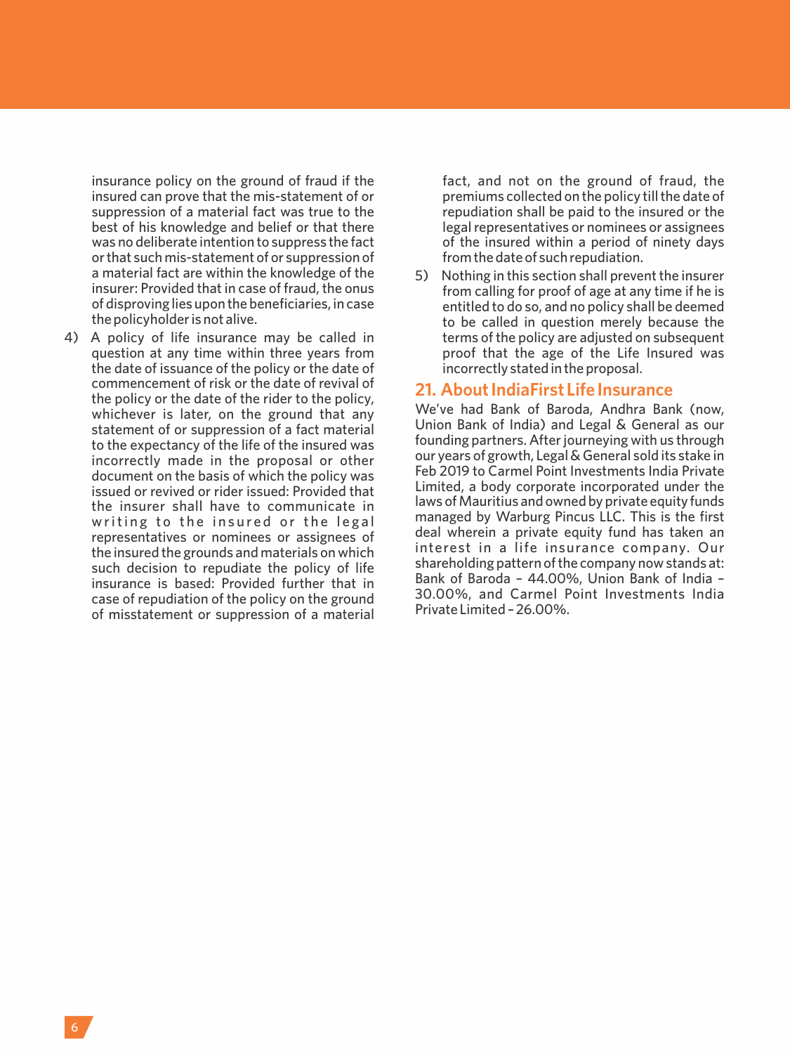insurance policy on the ground of fraud if the insured can prove that the mis-statement of or suppression of a material fact was true to the best of his knowledge and belief or that there was no deliberate intention to suppress the fact or that such mis-statement of or suppression of a material fact are within the knowledge of the insurer: Provided that in case of fraud, the onus of disproving lies upon the beneficiaries, in case the policyholder is not alive.

4) A policy of life insurance may be called in question at any time within three years from the date of issuance of the policy or the date of commencement of risk or the date of revival of the policy or the date of the rider to the policy, whichever is later, on the ground that any statement of or suppression of a fact material to the expectancy of the life of the insured was incorrectly made in the proposal or other document on the basis of which the policy was issued or revived or rider issued: Provided that the insurer shall have to communicate in writing to the insured or the legal representatives or nominees or assignees of the insured the grounds and materials on which such decision to repudiate the policy of life insurance is based: Provided further that in case of repudiation of the policy on the ground of misstatement or suppression of a material fact, and not on the ground of fraud, the premiums collected on the policy till the date of repudiation shall be paid to the insured or the legal representatives or nominees or assignees of the insured within a period of ninety days from the date of such repudiation.

5) Nothing in this section shall prevent the insurer from calling for proof of age at any time if he is entitled to do so, and no policy shall be deemed to be called in question merely because the terms of the policy are adjusted on subsequent proof that the age of the Life Insured was incorrectly stated in the proposal.

## 21. About IndiaFirst Life Insurance

We've had Bank of Baroda, Andhra Bank (now, Union Bank of India) and Legal & General as our founding partners. After journeying with us through our years of growth, Legal & General sold its stake in Feb 2019 to Carmel Point Investments India Private Limited, a body corporate incorporated under the laws of Mauritius and owned by private equity funds managed by Warburg Pincus LLC. This is the first deal wherein a private equity fund has taken an interest in a life insurance company. Our shareholding pattern of the company now stands at: Bank of Baroda – 44.00%, Union Bank of India – 30.00%, and Carmel Point Investments India Private Limited – 26.00%.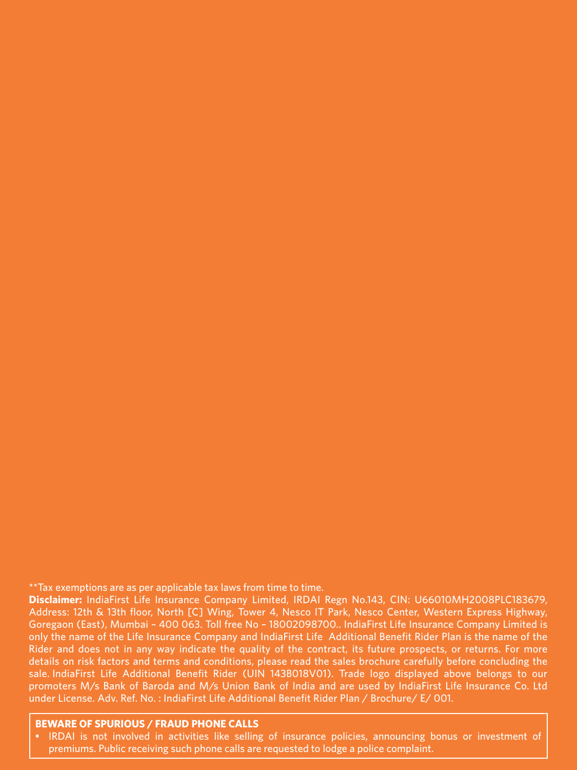**Tax exemptions are as per applicable tax laws from time to time.

**Disclaimer:** IndiaFirst Life Insurance Company Limited, IRDAI Regn No.143, CIN: U66010MH2008PLC183679, Address: 12th & 13th floor, North [C] Wing, Tower 4, Nesco IT Park, Nesco Center, Western Express Highway, Goregaon (East), Mumbai – 400 063. Toll free No – 18002098700.. IndiaFirst Life Insurance Company Limited is only the name of the Life Insurance Company and IndiaFirst Life Additional Benefit Rider Plan is the name of the Rider and does not in any way indicate the quality of the contract, its future prospects, or returns. For more details on risk factors and terms and conditions, please read the sales brochure carefully before concluding the sale. IndiaFirst Life Additional Benefit Rider (UIN 143B018V01). Trade logo displayed above belongs to our promoters M/s Bank of Baroda and M/s Union Bank of India and are used by IndiaFirst Life Insurance Co. Ltd under License. Adv. Ref. No. : IndiaFirst Life Additional Benefit Rider Plan / Brochure/ E/ 001.

**BEWARE OF SPURIOUS / FRAUD PHONE CALLS**

- IRDAI is not involved in activities like selling of insurance policies, announcing bonus or investment of premiums. Public receiving such phone calls are requested to lodge a police complaint.